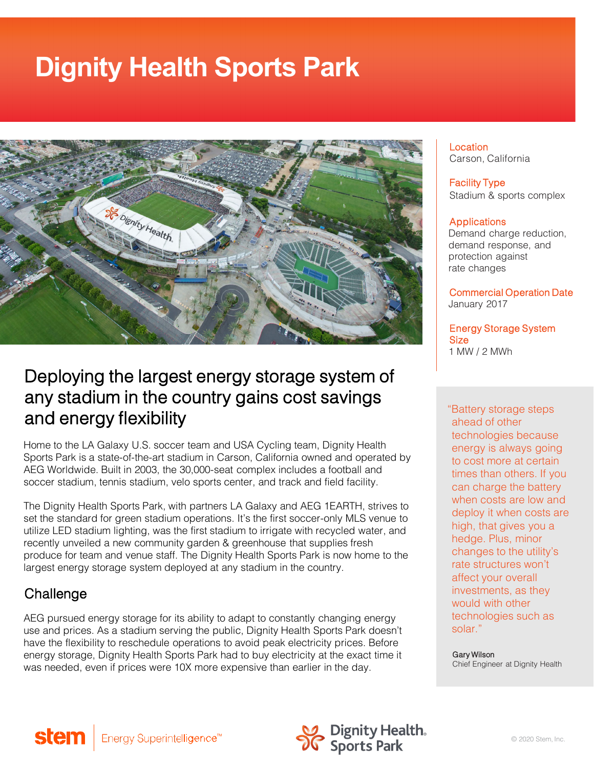# Dignity Health Sports Park

**Location**
Carson, California

**Facility Type**
Stadium & sports complex

**Applications**
Demand charge reduction, demand response, and protection against rate changes

**Commercial Operation Date**
January 2017

**Energy Storage System Size**
1 MW / 2 MWh

## Deploying the largest energy storage system of any stadium in the country gains cost savings and energy flexibility

Home to the LA Galaxy U.S. soccer team and USA Cycling team, Dignity Health Sports Park is a state-of-the-art stadium in Carson, California owned and operated by AEG Worldwide. Built in 2003, the 30,000-seat complex includes a football and soccer stadium, tennis stadium, velo sports center, and track and field facility.

The Dignity Health Sports Park, with partners LA Galaxy and AEG 1EARTH, strives to set the standard for green stadium operations. It's the first soccer-only MLS venue to utilize LED stadium lighting, was the first stadium to irrigate with recycled water, and recently unveiled a new community garden & greenhouse that supplies fresh produce for team and venue staff. The Dignity Health Sports Park is now home to the largest energy storage system deployed at any stadium in the country.

## Challenge

AEG pursued energy storage for its ability to adapt to constantly changing energy use and prices. As a stadium serving the public, Dignity Health Sports Park doesn't have the flexibility to reschedule operations to avoid peak electricity prices. Before energy storage, Dignity Health Sports Park had to buy electricity at the exact time it was needed, even if prices were 10X more expensive than earlier in the day.

> "Battery storage steps ahead of other technologies because energy is always going to cost more at certain times than others. If you can charge the battery when costs are low and deploy it when costs are high, that gives you a hedge. Plus, minor changes to the utility's rate structures won't affect your overall investments, as they would with other technologies such as solar."
>
> Gary Wilson
> Chief Engineer at Dignity Health

stem | Energy Superintelligence™

Dignity Health Sports Park

© 2020 Stem, Inc.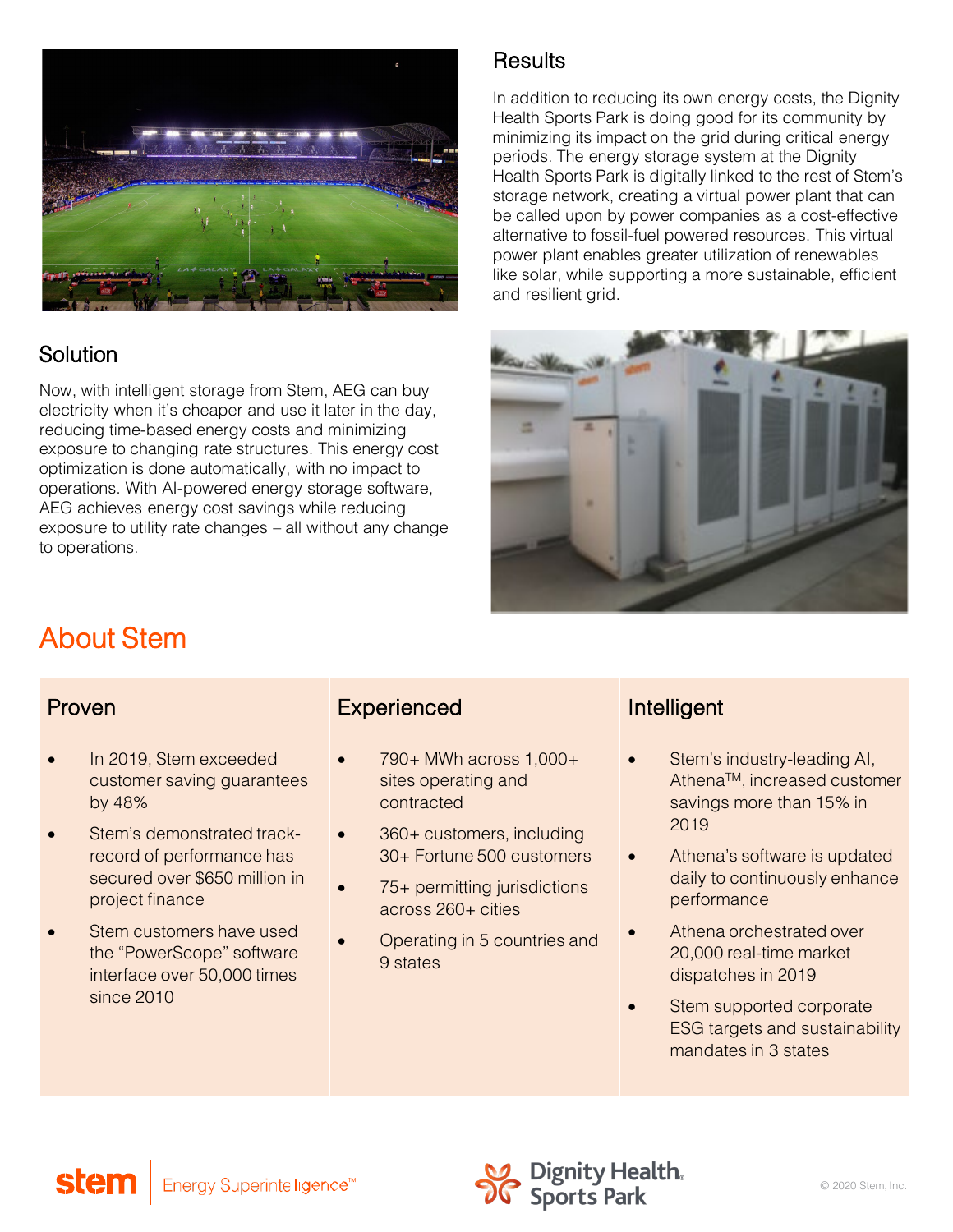## Results

In addition to reducing its own energy costs, the Dignity Health Sports Park is doing good for its community by minimizing its impact on the grid during critical energy periods. The energy storage system at the Dignity Health Sports Park is digitally linked to the rest of Stem's storage network, creating a virtual power plant that can be called upon by power companies as a cost-effective alternative to fossil-fuel powered resources. This virtual power plant enables greater utilization of renewables like solar, while supporting a more sustainable, efficient and resilient grid.

## Solution

Now, with intelligent storage from Stem, AEG can buy electricity when it's cheaper and use it later in the day, reducing time-based energy costs and minimizing exposure to changing rate structures. This energy cost optimization is done automatically, with no impact to operations. With AI-powered energy storage software, AEG achieves energy cost savings while reducing exposure to utility rate changes – all without any change to operations.

# About Stem

### Proven

- In 2019, Stem exceeded customer saving guarantees by 48%
- Stem's demonstrated track-record of performance has secured over $650 million in project finance
- Stem customers have used the "PowerScope" software interface over 50,000 times since 2010

### Experienced

- 790+ MWh across 1,000+ sites operating and contracted
- 360+ customers, including 30+ Fortune 500 customers
- 75+ permitting jurisdictions across 260+ cities
- Operating in 5 countries and 9 states

### Intelligent

- Stem's industry-leading AI, Athena™, increased customer savings more than 15% in 2019
- Athena's software is updated daily to continuously enhance performance
- Athena orchestrated over 20,000 real-time market dispatches in 2019
- Stem supported corporate ESG targets and sustainability mandates in 3 states

stem | Energy Superintelligence™

Dignity Health. Sports Park

© 2020 Stem, Inc.